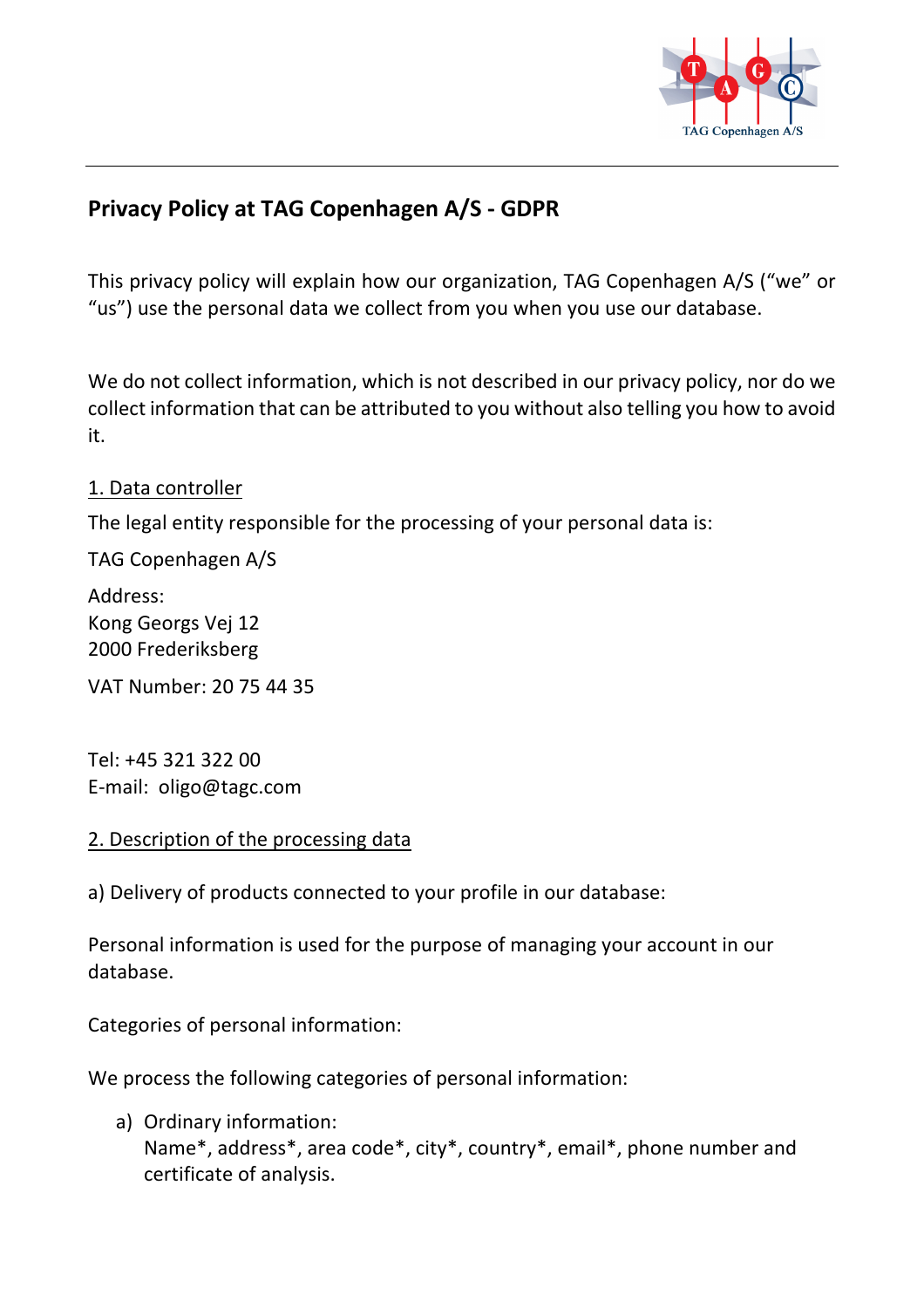# Privacy Policy at TAG Copenhagen A/S - GDPR

This privacy policy will explain how our organization, TAG Copenhagen A/S ("we" or "us") use the personal data we collect from you when you use our database.

We do not collect information, which is not described in our privacy policy, nor do we collect information that can be attributed to you without also telling you how to avoid it.

## 1. Data controller

The legal entity responsible for the processing of your personal data is:

TAG Copenhagen A/S

Address:
Kong Georgs Vej 12
2000 Frederiksberg

VAT Number: 20 75 44 35

Tel: +45 321 322 00
E-mail: oligo@tagc.com

## 2. Description of the processing data

a) Delivery of products connected to your profile in our database:

Personal information is used for the purpose of managing your account in our database.

Categories of personal information:

We process the following categories of personal information:

a) Ordinary information:
Name*, address*, area code*, city*, country*, email*, phone number and certificate of analysis.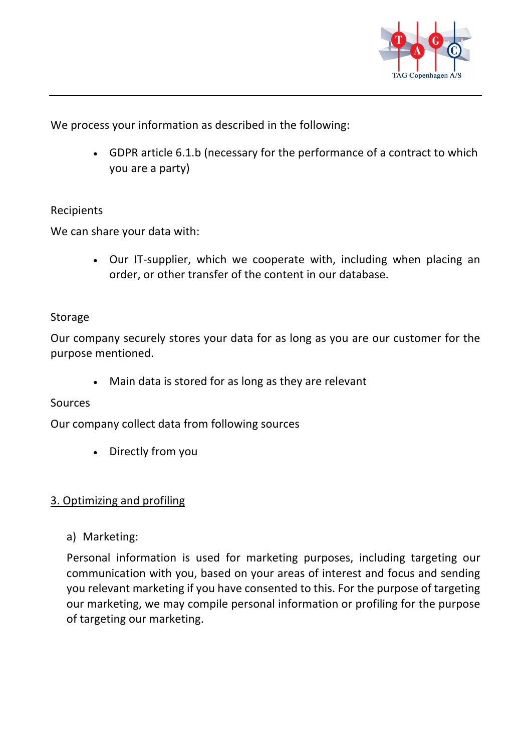We process your information as described in the following:

- GDPR article 6.1.b (necessary for the performance of a contract to which you are a party)

Recipients

We can share your data with:

- Our IT-supplier, which we cooperate with, including when placing an order, or other transfer of the content in our database.

Storage

Our company securely stores your data for as long as you are our customer for the purpose mentioned.

- Main data is stored for as long as they are relevant

Sources

Our company collect data from following sources

- Directly from you

## 3. Optimizing and profiling

a) Marketing:

Personal information is used for marketing purposes, including targeting our communication with you, based on your areas of interest and focus and sending you relevant marketing if you have consented to this. For the purpose of targeting our marketing, we may compile personal information or profiling for the purpose of targeting our marketing.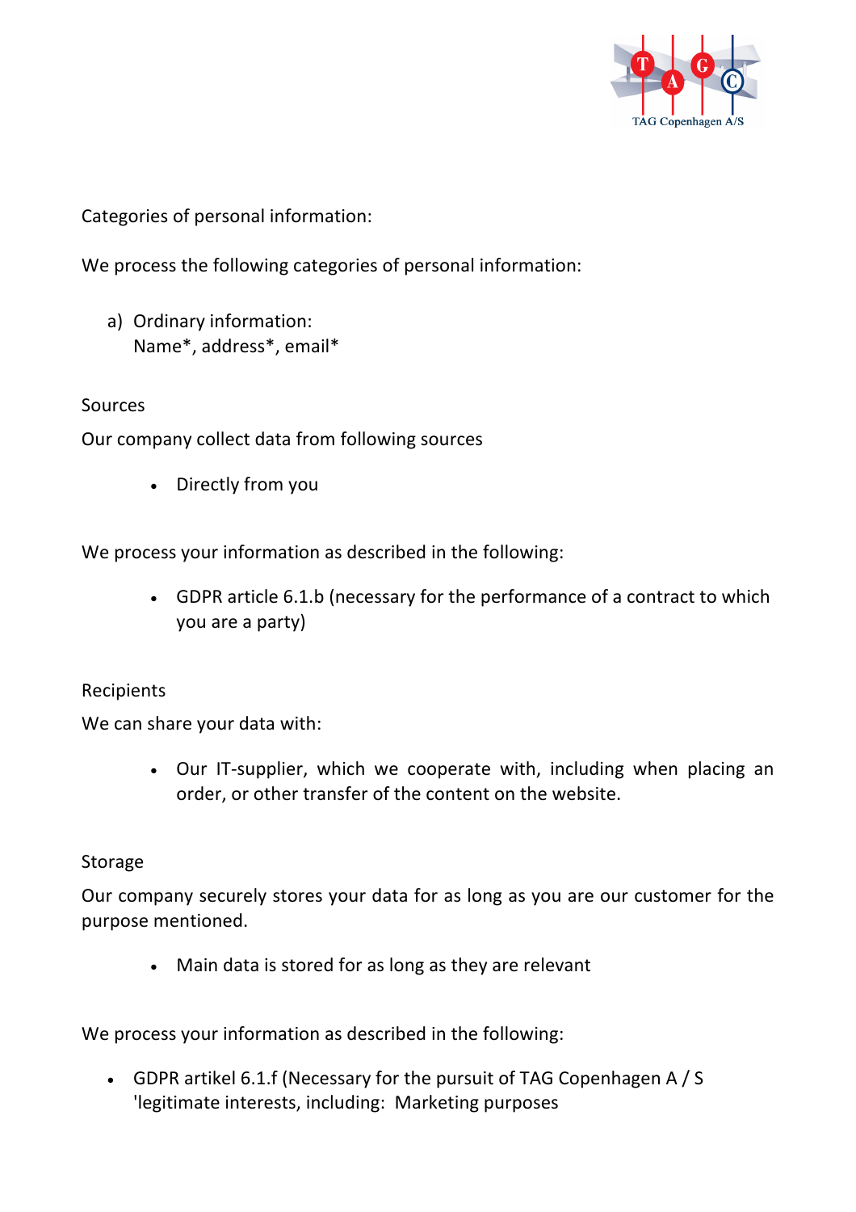Categories of personal information:

We process the following categories of personal information:

a) Ordinary information:
   Name*, address*, email*

Sources

Our company collect data from following sources

- Directly from you

We process your information as described in the following:

- GDPR article 6.1.b (necessary for the performance of a contract to which you are a party)

Recipients

We can share your data with:

- Our IT-supplier, which we cooperate with, including when placing an order, or other transfer of the content on the website.

Storage

Our company securely stores your data for as long as you are our customer for the purpose mentioned.

- Main data is stored for as long as they are relevant

We process your information as described in the following:

- GDPR artikel 6.1.f (Necessary for the pursuit of TAG Copenhagen A / S 'legitimate interests, including: Marketing purposes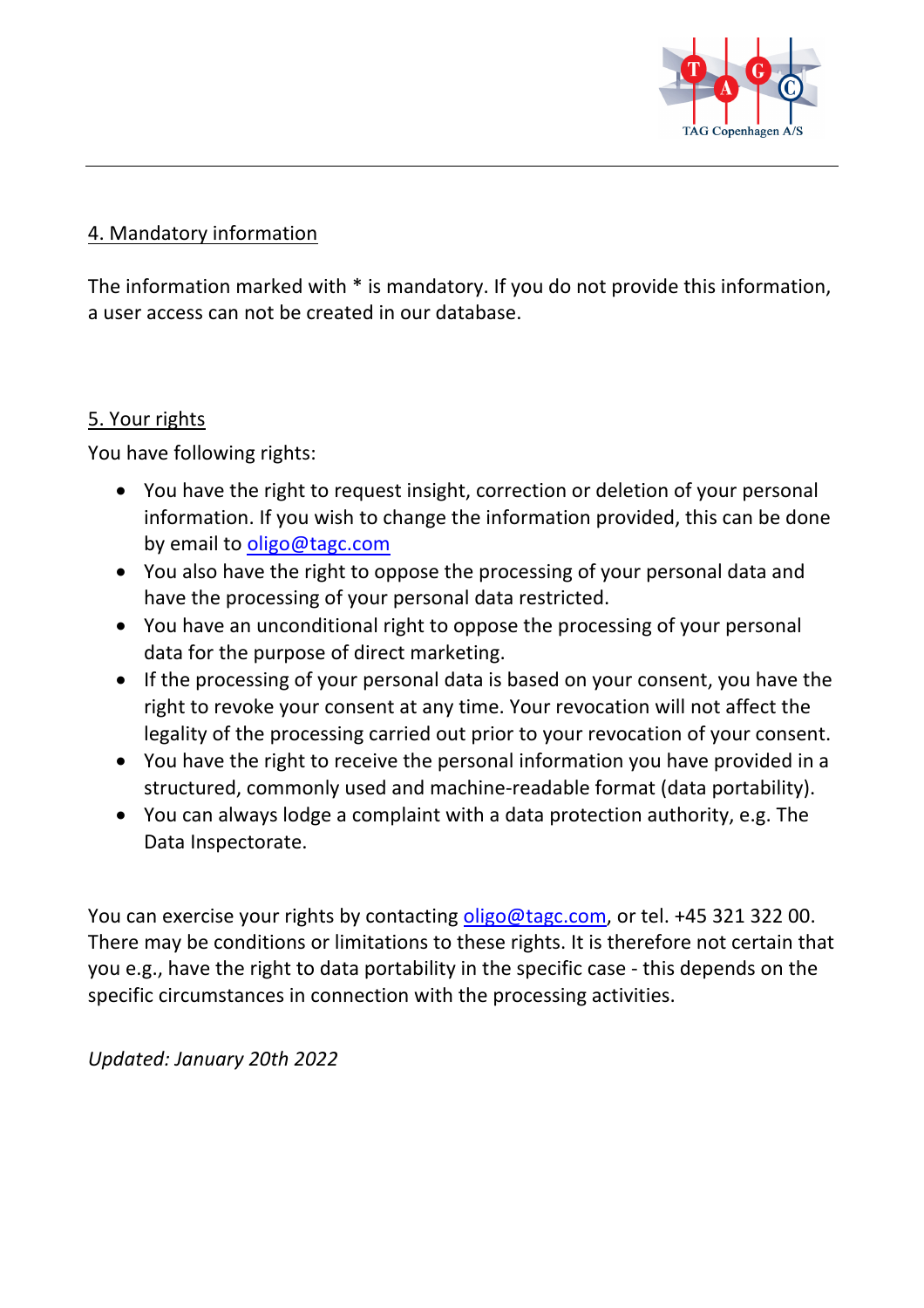## 4. Mandatory information

The information marked with * is mandatory. If you do not provide this information, a user access can not be created in our database.

## 5. Your rights

You have following rights:

- You have the right to request insight, correction or deletion of your personal information. If you wish to change the information provided, this can be done by email to oligo@tagc.com
- You also have the right to oppose the processing of your personal data and have the processing of your personal data restricted.
- You have an unconditional right to oppose the processing of your personal data for the purpose of direct marketing.
- If the processing of your personal data is based on your consent, you have the right to revoke your consent at any time. Your revocation will not affect the legality of the processing carried out prior to your revocation of your consent.
- You have the right to receive the personal information you have provided in a structured, commonly used and machine-readable format (data portability).
- You can always lodge a complaint with a data protection authority, e.g. The Data Inspectorate.

You can exercise your rights by contacting oligo@tagc.com, or tel. +45 321 322 00. There may be conditions or limitations to these rights. It is therefore not certain that you e.g., have the right to data portability in the specific case - this depends on the specific circumstances in connection with the processing activities.

*Updated: January 20th 2022*